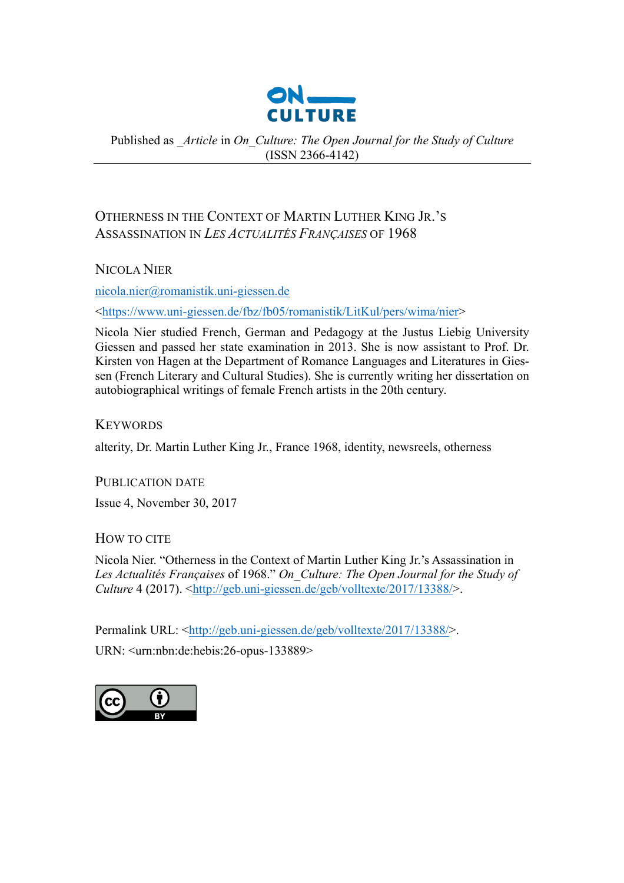Published as _Article in *On_Culture: The Open Journal for the Study of Culture* (ISSN 2366-4142)

# Otherness in the Context of Martin Luther King Jr.'s Assassination in *Les Actualités Françaises* of 1968

## Nicola Nier

nicola.nier@romanistik.uni-giessen.de

<https://www.uni-giessen.de/fbz/fb05/romanistik/LitKul/pers/wima/nier>

Nicola Nier studied French, German and Pedagogy at the Justus Liebig University Giessen and passed her state examination in 2013. She is now assistant to Prof. Dr. Kirsten von Hagen at the Department of Romance Languages and Literatures in Giessen (French Literary and Cultural Studies). She is currently writing her dissertation on autobiographical writings of female French artists in the 20th century.

## Keywords

alterity, Dr. Martin Luther King Jr., France 1968, identity, newsreels, otherness

## Publication Date

Issue 4, November 30, 2017

## How to Cite

Nicola Nier. "Otherness in the Context of Martin Luther King Jr.'s Assassination in *Les Actualités Françaises* of 1968." *On_Culture: The Open Journal for the Study of Culture* 4 (2017). <http://geb.uni-giessen.de/geb/volltexte/2017/13388/>.

Permalink URL: <http://geb.uni-giessen.de/geb/volltexte/2017/13388/>.

URN: <urn:nbn:de:hebis:26-opus-133889>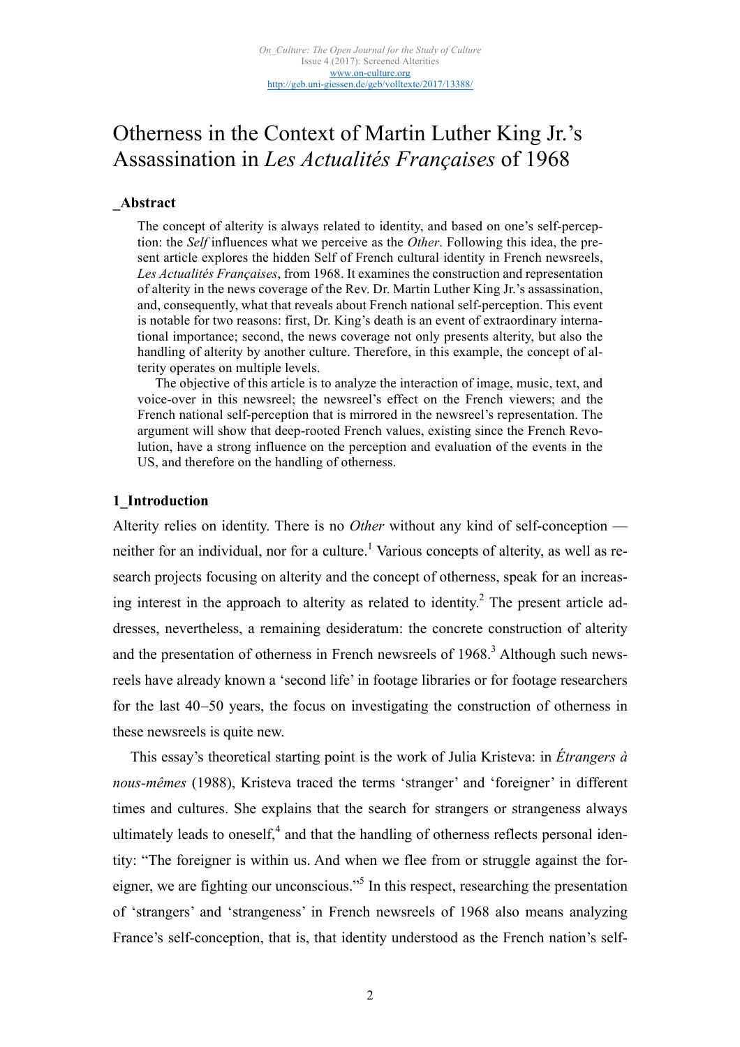# Otherness in the Context of Martin Luther King Jr.'s Assassination in *Les Actualités Françaises* of 1968

## _Abstract

The concept of alterity is always related to identity, and based on one's self-perception: the *Self* influences what we perceive as the *Other*. Following this idea, the present article explores the hidden Self of French cultural identity in French newsreels, *Les Actualités Françaises*, from 1968. It examines the construction and representation of alterity in the news coverage of the Rev. Dr. Martin Luther King Jr.'s assassination, and, consequently, what that reveals about French national self-perception. This event is notable for two reasons: first, Dr. King's death is an event of extraordinary international importance; second, the news coverage not only presents alterity, but also the handling of alterity by another culture. Therefore, in this example, the concept of alterity operates on multiple levels.

The objective of this article is to analyze the interaction of image, music, text, and voice-over in this newsreel; the newsreel's effect on the French viewers; and the French national self-perception that is mirrored in the newsreel's representation. The argument will show that deep-rooted French values, existing since the French Revolution, have a strong influence on the perception and evaluation of the events in the US, and therefore on the handling of otherness.

## 1_Introduction

Alterity relies on identity. There is no *Other* without any kind of self-conception — neither for an individual, nor for a culture.[1] Various concepts of alterity, as well as research projects focusing on alterity and the concept of otherness, speak for an increasing interest in the approach to alterity as related to identity.[2] The present article addresses, nevertheless, a remaining desideratum: the concrete construction of alterity and the presentation of otherness in French newsreels of 1968.[3] Although such newsreels have already known a 'second life' in footage libraries or for footage researchers for the last 40–50 years, the focus on investigating the construction of otherness in these newsreels is quite new.

This essay's theoretical starting point is the work of Julia Kristeva: in *Étrangers à nous-mêmes* (1988), Kristeva traced the terms 'stranger' and 'foreigner' in different times and cultures. She explains that the search for strangers or strangeness always ultimately leads to oneself,[4] and that the handling of otherness reflects personal identity: "The foreigner is within us. And when we flee from or struggle against the foreigner, we are fighting our unconscious."[5] In this respect, researching the presentation of 'strangers' and 'strangeness' in French newsreels of 1968 also means analyzing France's self-conception, that is, that identity understood as the French nation's self-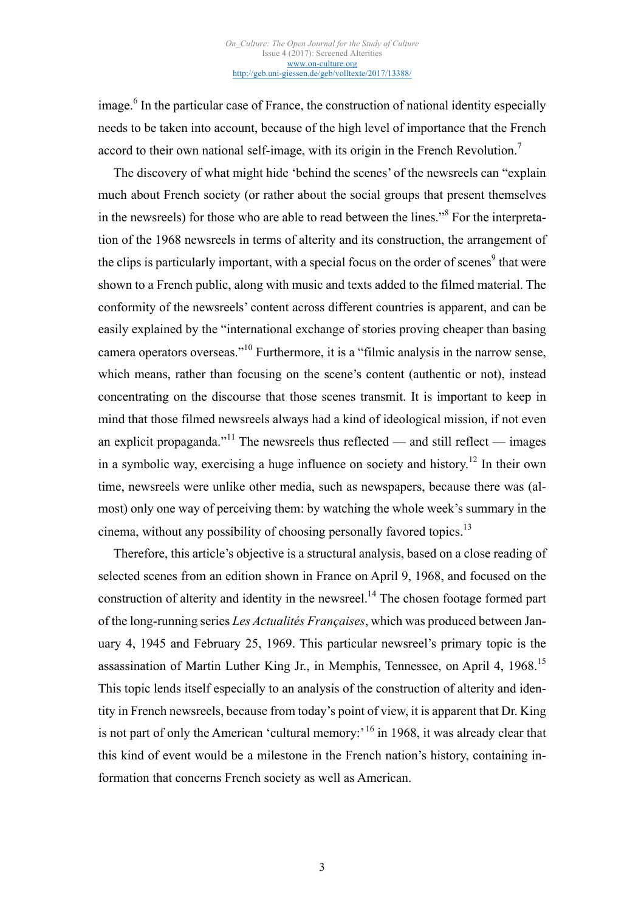image.[6] In the particular case of France, the construction of national identity especially needs to be taken into account, because of the high level of importance that the French accord to their own national self-image, with its origin in the French Revolution.[7]

The discovery of what might hide 'behind the scenes' of the newsreels can "explain much about French society (or rather about the social groups that present themselves in the newsreels) for those who are able to read between the lines."[8] For the interpretation of the 1968 newsreels in terms of alterity and its construction, the arrangement of the clips is particularly important, with a special focus on the order of scenes[9] that were shown to a French public, along with music and texts added to the filmed material. The conformity of the newsreels' content across different countries is apparent, and can be easily explained by the "international exchange of stories proving cheaper than basing camera operators overseas."[10] Furthermore, it is a "filmic analysis in the narrow sense, which means, rather than focusing on the scene's content (authentic or not), instead concentrating on the discourse that those scenes transmit. It is important to keep in mind that those filmed newsreels always had a kind of ideological mission, if not even an explicit propaganda."[11] The newsreels thus reflected — and still reflect — images in a symbolic way, exercising a huge influence on society and history.[12] In their own time, newsreels were unlike other media, such as newspapers, because there was (almost) only one way of perceiving them: by watching the whole week's summary in the cinema, without any possibility of choosing personally favored topics.[13]

Therefore, this article's objective is a structural analysis, based on a close reading of selected scenes from an edition shown in France on April 9, 1968, and focused on the construction of alterity and identity in the newsreel.[14] The chosen footage formed part of the long-running series *Les Actualités Françaises*, which was produced between January 4, 1945 and February 25, 1969. This particular newsreel's primary topic is the assassination of Martin Luther King Jr., in Memphis, Tennessee, on April 4, 1968.[15] This topic lends itself especially to an analysis of the construction of alterity and identity in French newsreels, because from today's point of view, it is apparent that Dr. King is not part of only the American 'cultural memory:'[16] in 1968, it was already clear that this kind of event would be a milestone in the French nation's history, containing information that concerns French society as well as American.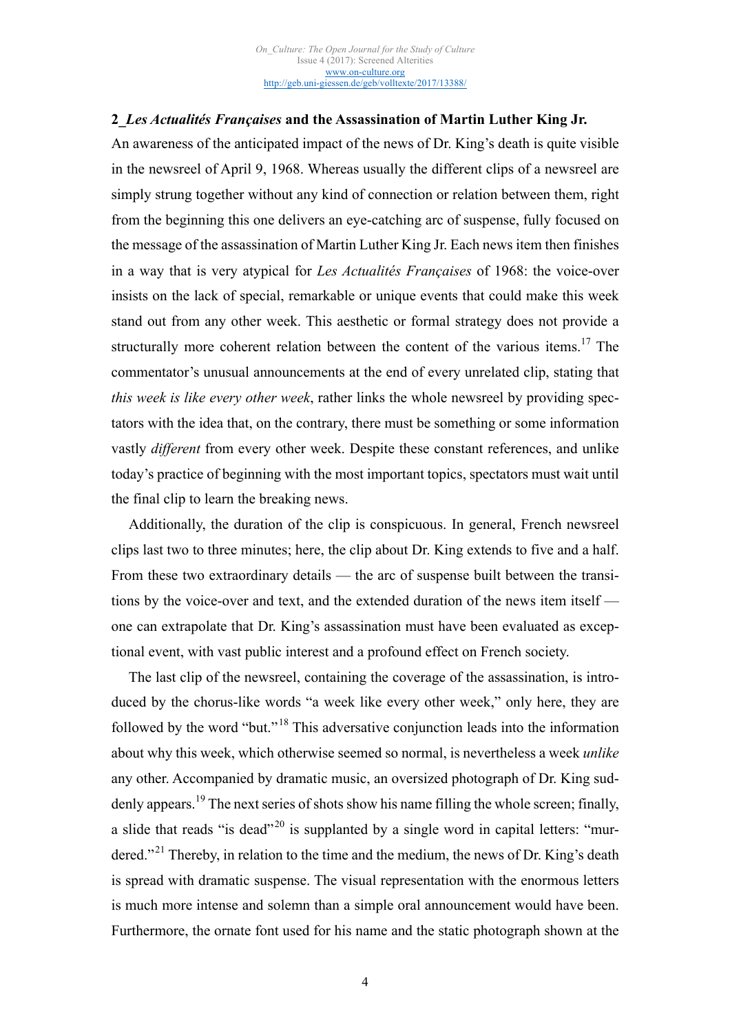## 2_*Les Actualités Françaises* and the Assassination of Martin Luther King Jr.

An awareness of the anticipated impact of the news of Dr. King's death is quite visible in the newsreel of April 9, 1968. Whereas usually the different clips of a newsreel are simply strung together without any kind of connection or relation between them, right from the beginning this one delivers an eye-catching arc of suspense, fully focused on the message of the assassination of Martin Luther King Jr. Each news item then finishes in a way that is very atypical for *Les Actualités Françaises* of 1968: the voice-over insists on the lack of special, remarkable or unique events that could make this week stand out from any other week. This aesthetic or formal strategy does not provide a structurally more coherent relation between the content of the various items.[17] The commentator's unusual announcements at the end of every unrelated clip, stating that *this week is like every other week*, rather links the whole newsreel by providing spectators with the idea that, on the contrary, there must be something or some information vastly *different* from every other week. Despite these constant references, and unlike today's practice of beginning with the most important topics, spectators must wait until the final clip to learn the breaking news.

Additionally, the duration of the clip is conspicuous. In general, French newsreel clips last two to three minutes; here, the clip about Dr. King extends to five and a half. From these two extraordinary details — the arc of suspense built between the transitions by the voice-over and text, and the extended duration of the news item itself — one can extrapolate that Dr. King's assassination must have been evaluated as exceptional event, with vast public interest and a profound effect on French society.

The last clip of the newsreel, containing the coverage of the assassination, is introduced by the chorus-like words "a week like every other week," only here, they are followed by the word "but."[18] This adversative conjunction leads into the information about why this week, which otherwise seemed so normal, is nevertheless a week *unlike* any other. Accompanied by dramatic music, an oversized photograph of Dr. King suddenly appears.[19] The next series of shots show his name filling the whole screen; finally, a slide that reads "is dead"[20] is supplanted by a single word in capital letters: "murdered."[21] Thereby, in relation to the time and the medium, the news of Dr. King's death is spread with dramatic suspense. The visual representation with the enormous letters is much more intense and solemn than a simple oral announcement would have been. Furthermore, the ornate font used for his name and the static photograph shown at the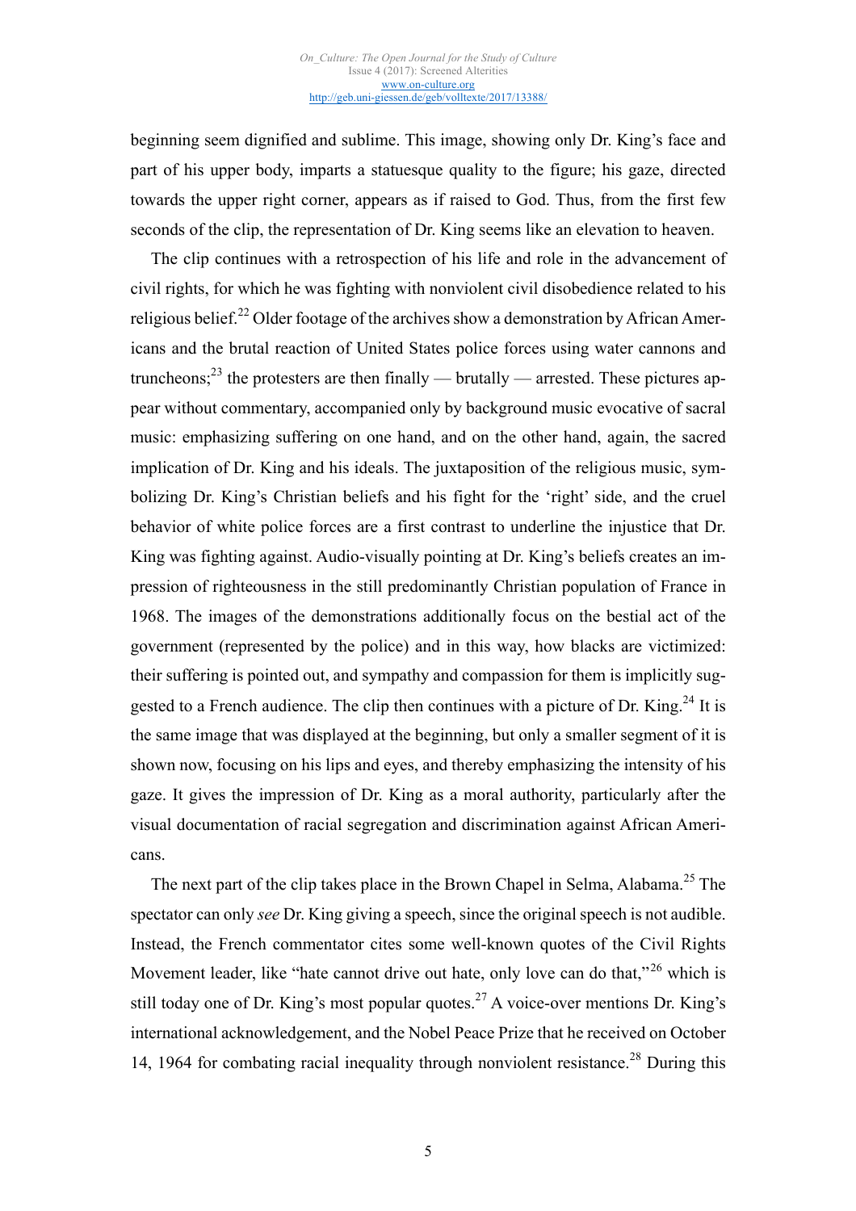beginning seem dignified and sublime. This image, showing only Dr. King's face and part of his upper body, imparts a statuesque quality to the figure; his gaze, directed towards the upper right corner, appears as if raised to God. Thus, from the first few seconds of the clip, the representation of Dr. King seems like an elevation to heaven.

The clip continues with a retrospection of his life and role in the advancement of civil rights, for which he was fighting with nonviolent civil disobedience related to his religious belief.[22] Older footage of the archives show a demonstration by African Americans and the brutal reaction of United States police forces using water cannons and truncheons;[23] the protesters are then finally — brutally — arrested. These pictures appear without commentary, accompanied only by background music evocative of sacral music: emphasizing suffering on one hand, and on the other hand, again, the sacred implication of Dr. King and his ideals. The juxtaposition of the religious music, symbolizing Dr. King's Christian beliefs and his fight for the 'right' side, and the cruel behavior of white police forces are a first contrast to underline the injustice that Dr. King was fighting against. Audio-visually pointing at Dr. King's beliefs creates an impression of righteousness in the still predominantly Christian population of France in 1968. The images of the demonstrations additionally focus on the bestial act of the government (represented by the police) and in this way, how blacks are victimized: their suffering is pointed out, and sympathy and compassion for them is implicitly suggested to a French audience. The clip then continues with a picture of Dr. King.[24] It is the same image that was displayed at the beginning, but only a smaller segment of it is shown now, focusing on his lips and eyes, and thereby emphasizing the intensity of his gaze. It gives the impression of Dr. King as a moral authority, particularly after the visual documentation of racial segregation and discrimination against African Americans.

The next part of the clip takes place in the Brown Chapel in Selma, Alabama.[25] The spectator can only *see* Dr. King giving a speech, since the original speech is not audible. Instead, the French commentator cites some well-known quotes of the Civil Rights Movement leader, like "hate cannot drive out hate, only love can do that,"[26] which is still today one of Dr. King's most popular quotes.[27] A voice-over mentions Dr. King's international acknowledgement, and the Nobel Peace Prize that he received on October 14, 1964 for combating racial inequality through nonviolent resistance.[28] During this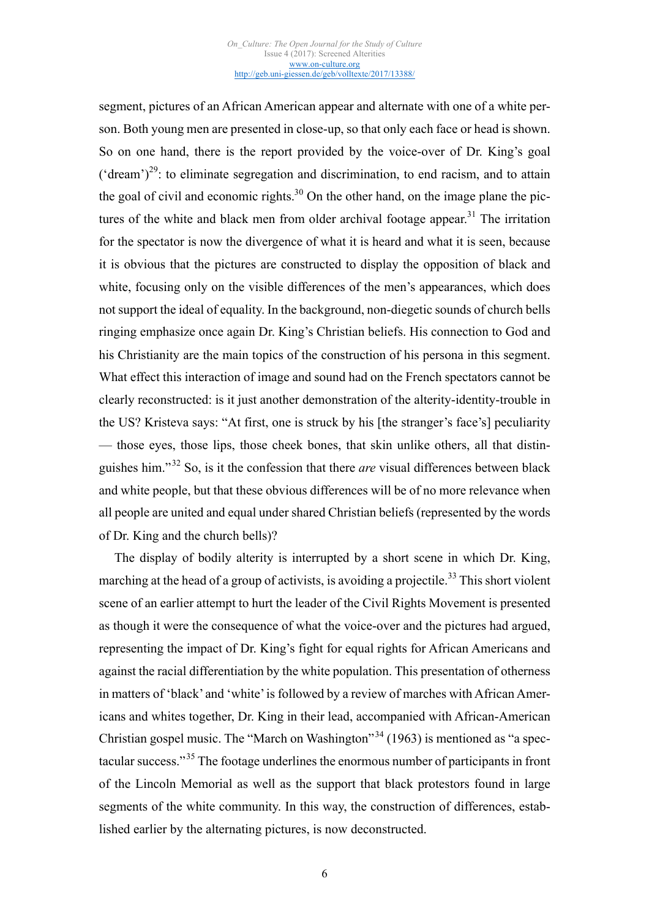segment, pictures of an African American appear and alternate with one of a white person. Both young men are presented in close-up, so that only each face or head is shown. So on one hand, there is the report provided by the voice-over of Dr. King's goal ('dream')[29]: to eliminate segregation and discrimination, to end racism, and to attain the goal of civil and economic rights.[30] On the other hand, on the image plane the pictures of the white and black men from older archival footage appear.[31] The irritation for the spectator is now the divergence of what it is heard and what it is seen, because it is obvious that the pictures are constructed to display the opposition of black and white, focusing only on the visible differences of the men's appearances, which does not support the ideal of equality. In the background, non-diegetic sounds of church bells ringing emphasize once again Dr. King's Christian beliefs. His connection to God and his Christianity are the main topics of the construction of his persona in this segment. What effect this interaction of image and sound had on the French spectators cannot be clearly reconstructed: is it just another demonstration of the alterity-identity-trouble in the US? Kristeva says: "At first, one is struck by his [the stranger's face's] peculiarity — those eyes, those lips, those cheek bones, that skin unlike others, all that distinguishes him."[32] So, is it the confession that there *are* visual differences between black and white people, but that these obvious differences will be of no more relevance when all people are united and equal under shared Christian beliefs (represented by the words of Dr. King and the church bells)?

The display of bodily alterity is interrupted by a short scene in which Dr. King, marching at the head of a group of activists, is avoiding a projectile.[33] This short violent scene of an earlier attempt to hurt the leader of the Civil Rights Movement is presented as though it were the consequence of what the voice-over and the pictures had argued, representing the impact of Dr. King's fight for equal rights for African Americans and against the racial differentiation by the white population. This presentation of otherness in matters of 'black' and 'white' is followed by a review of marches with African Americans and whites together, Dr. King in their lead, accompanied with African-American Christian gospel music. The "March on Washington"[34] (1963) is mentioned as "a spectacular success."[35] The footage underlines the enormous number of participants in front of the Lincoln Memorial as well as the support that black protestors found in large segments of the white community. In this way, the construction of differences, established earlier by the alternating pictures, is now deconstructed.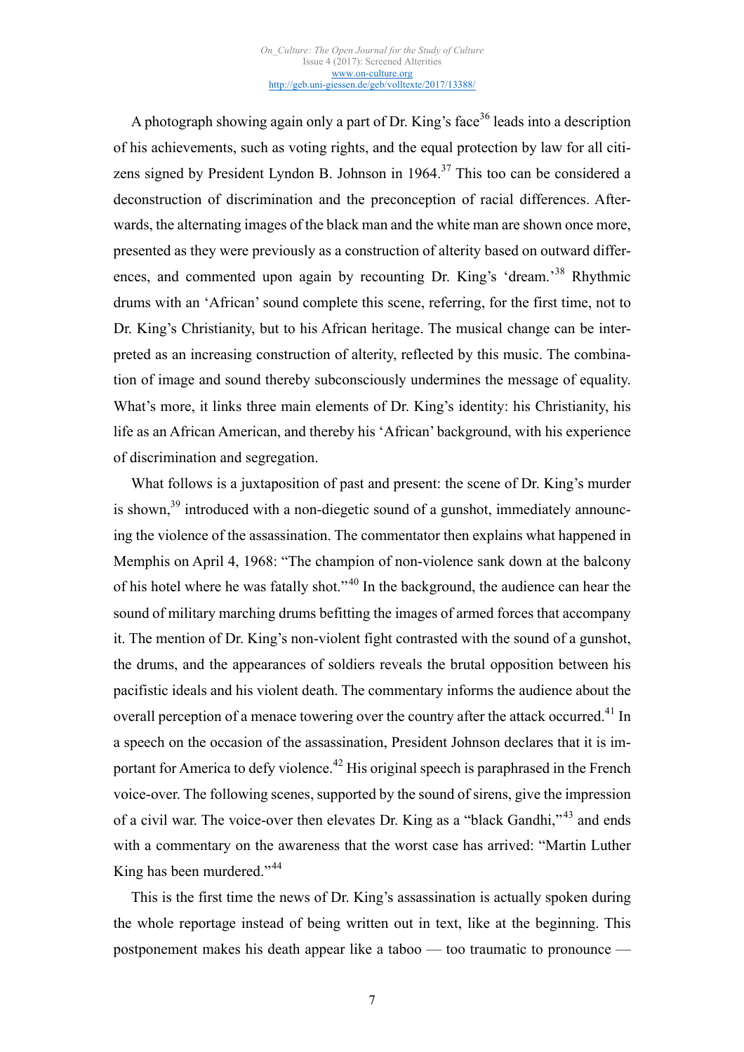A photograph showing again only a part of Dr. King's face[36] leads into a description of his achievements, such as voting rights, and the equal protection by law for all citizens signed by President Lyndon B. Johnson in 1964.[37] This too can be considered a deconstruction of discrimination and the preconception of racial differences. Afterwards, the alternating images of the black man and the white man are shown once more, presented as they were previously as a construction of alterity based on outward differences, and commented upon again by recounting Dr. King's 'dream.'[38] Rhythmic drums with an 'African' sound complete this scene, referring, for the first time, not to Dr. King's Christianity, but to his African heritage. The musical change can be interpreted as an increasing construction of alterity, reflected by this music. The combination of image and sound thereby subconsciously undermines the message of equality. What's more, it links three main elements of Dr. King's identity: his Christianity, his life as an African American, and thereby his 'African' background, with his experience of discrimination and segregation.

What follows is a juxtaposition of past and present: the scene of Dr. King's murder is shown,[39] introduced with a non-diegetic sound of a gunshot, immediately announcing the violence of the assassination. The commentator then explains what happened in Memphis on April 4, 1968: "The champion of non-violence sank down at the balcony of his hotel where he was fatally shot."[40] In the background, the audience can hear the sound of military marching drums befitting the images of armed forces that accompany it. The mention of Dr. King's non-violent fight contrasted with the sound of a gunshot, the drums, and the appearances of soldiers reveals the brutal opposition between his pacifistic ideals and his violent death. The commentary informs the audience about the overall perception of a menace towering over the country after the attack occurred.[41] In a speech on the occasion of the assassination, President Johnson declares that it is important for America to defy violence.[42] His original speech is paraphrased in the French voice-over. The following scenes, supported by the sound of sirens, give the impression of a civil war. The voice-over then elevates Dr. King as a "black Gandhi,"[43] and ends with a commentary on the awareness that the worst case has arrived: "Martin Luther King has been murdered."[44]

This is the first time the news of Dr. King's assassination is actually spoken during the whole reportage instead of being written out in text, like at the beginning. This postponement makes his death appear like a taboo — too traumatic to pronounce —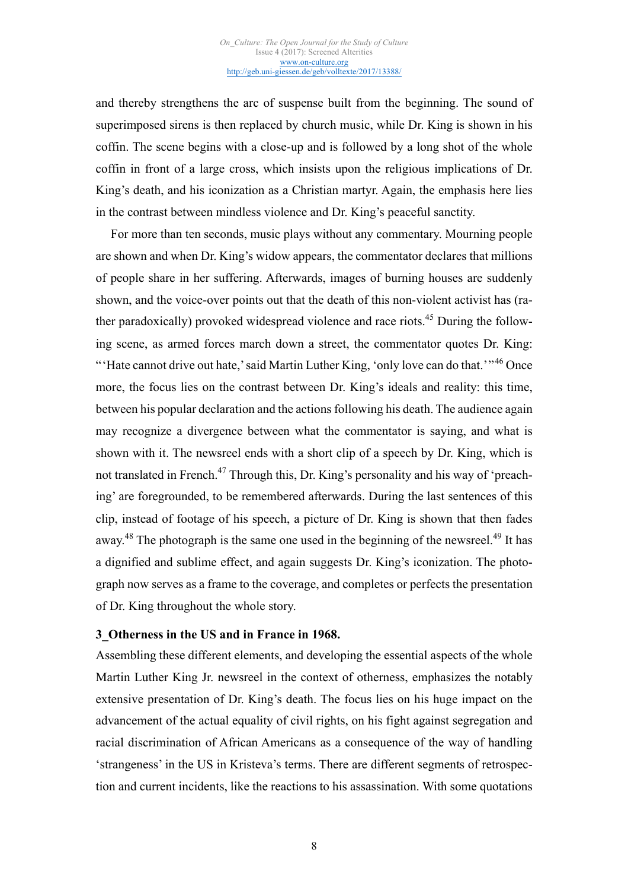and thereby strengthens the arc of suspense built from the beginning. The sound of superimposed sirens is then replaced by church music, while Dr. King is shown in his coffin. The scene begins with a close-up and is followed by a long shot of the whole coffin in front of a large cross, which insists upon the religious implications of Dr. King's death, and his iconization as a Christian martyr. Again, the emphasis here lies in the contrast between mindless violence and Dr. King's peaceful sanctity.

For more than ten seconds, music plays without any commentary. Mourning people are shown and when Dr. King's widow appears, the commentator declares that millions of people share in her suffering. Afterwards, images of burning houses are suddenly shown, and the voice-over points out that the death of this non-violent activist has (rather paradoxically) provoked widespread violence and race riots.[45] During the following scene, as armed forces march down a street, the commentator quotes Dr. King: "'Hate cannot drive out hate,' said Martin Luther King, 'only love can do that.'"[46] Once more, the focus lies on the contrast between Dr. King's ideals and reality: this time, between his popular declaration and the actions following his death. The audience again may recognize a divergence between what the commentator is saying, and what is shown with it. The newsreel ends with a short clip of a speech by Dr. King, which is not translated in French.[47] Through this, Dr. King's personality and his way of 'preaching' are foregrounded, to be remembered afterwards. During the last sentences of this clip, instead of footage of his speech, a picture of Dr. King is shown that then fades away.[48] The photograph is the same one used in the beginning of the newsreel.[49] It has a dignified and sublime effect, and again suggests Dr. King's iconization. The photograph now serves as a frame to the coverage, and completes or perfects the presentation of Dr. King throughout the whole story.

### 3_Otherness in the US and in France in 1968.

Assembling these different elements, and developing the essential aspects of the whole Martin Luther King Jr. newsreel in the context of otherness, emphasizes the notably extensive presentation of Dr. King's death. The focus lies on his huge impact on the advancement of the actual equality of civil rights, on his fight against segregation and racial discrimination of African Americans as a consequence of the way of handling 'strangeness' in the US in Kristeva's terms. There are different segments of retrospection and current incidents, like the reactions to his assassination. With some quotations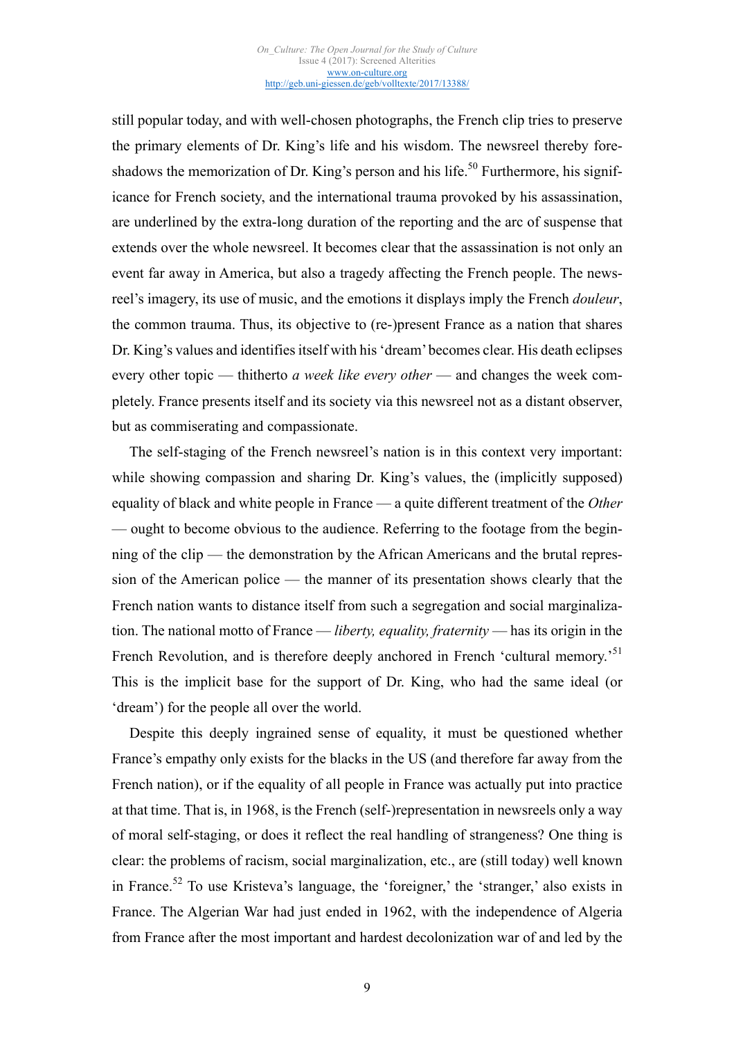still popular today, and with well-chosen photographs, the French clip tries to preserve the primary elements of Dr. King's life and his wisdom. The newsreel thereby foreshadows the memorization of Dr. King's person and his life.[50] Furthermore, his significance for French society, and the international trauma provoked by his assassination, are underlined by the extra-long duration of the reporting and the arc of suspense that extends over the whole newsreel. It becomes clear that the assassination is not only an event far away in America, but also a tragedy affecting the French people. The newsreel's imagery, its use of music, and the emotions it displays imply the French *douleur*, the common trauma. Thus, its objective to (re-)present France as a nation that shares Dr. King's values and identifies itself with his 'dream' becomes clear. His death eclipses every other topic — thitherto *a week like every other* — and changes the week completely. France presents itself and its society via this newsreel not as a distant observer, but as commiserating and compassionate.

The self-staging of the French newsreel's nation is in this context very important: while showing compassion and sharing Dr. King's values, the (implicitly supposed) equality of black and white people in France — a quite different treatment of the *Other* — ought to become obvious to the audience. Referring to the footage from the beginning of the clip — the demonstration by the African Americans and the brutal repression of the American police — the manner of its presentation shows clearly that the French nation wants to distance itself from such a segregation and social marginalization. The national motto of France — *liberty, equality, fraternity* — has its origin in the French Revolution, and is therefore deeply anchored in French 'cultural memory.'[51] This is the implicit base for the support of Dr. King, who had the same ideal (or 'dream') for the people all over the world.

Despite this deeply ingrained sense of equality, it must be questioned whether France's empathy only exists for the blacks in the US (and therefore far away from the French nation), or if the equality of all people in France was actually put into practice at that time. That is, in 1968, is the French (self-)representation in newsreels only a way of moral self-staging, or does it reflect the real handling of strangeness? One thing is clear: the problems of racism, social marginalization, etc., are (still today) well known in France.[52] To use Kristeva's language, the 'foreigner,' the 'stranger,' also exists in France. The Algerian War had just ended in 1962, with the independence of Algeria from France after the most important and hardest decolonization war of and led by the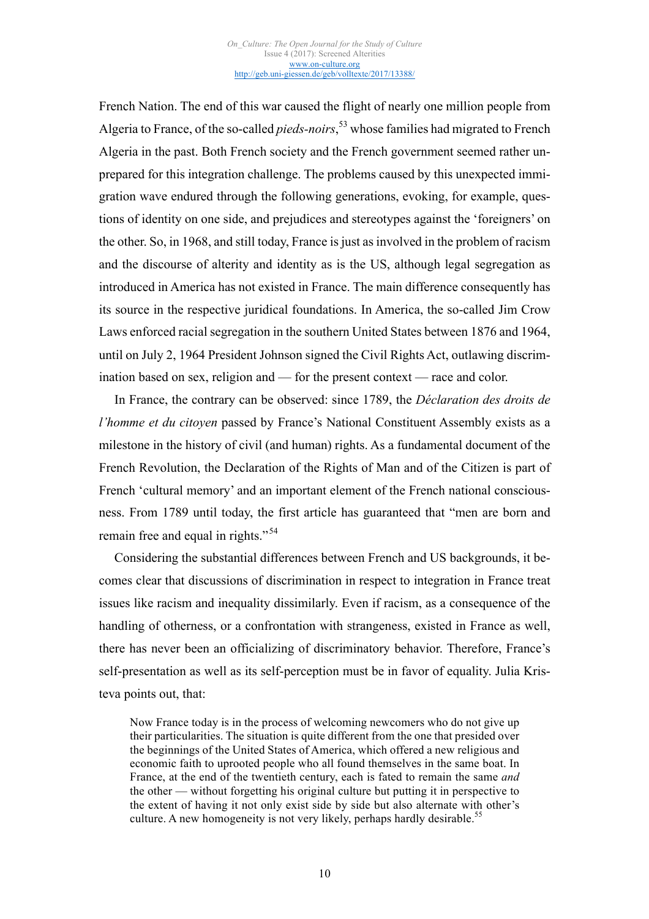French Nation. The end of this war caused the flight of nearly one million people from Algeria to France, of the so-called *pieds-noirs*,[53] whose families had migrated to French Algeria in the past. Both French society and the French government seemed rather unprepared for this integration challenge. The problems caused by this unexpected immigration wave endured through the following generations, evoking, for example, questions of identity on one side, and prejudices and stereotypes against the 'foreigners' on the other. So, in 1968, and still today, France is just as involved in the problem of racism and the discourse of alterity and identity as is the US, although legal segregation as introduced in America has not existed in France. The main difference consequently has its source in the respective juridical foundations. In America, the so-called Jim Crow Laws enforced racial segregation in the southern United States between 1876 and 1964, until on July 2, 1964 President Johnson signed the Civil Rights Act, outlawing discrimination based on sex, religion and — for the present context — race and color.

In France, the contrary can be observed: since 1789, the *Déclaration des droits de l'homme et du citoyen* passed by France's National Constituent Assembly exists as a milestone in the history of civil (and human) rights. As a fundamental document of the French Revolution, the Declaration of the Rights of Man and of the Citizen is part of French 'cultural memory' and an important element of the French national consciousness. From 1789 until today, the first article has guaranteed that "men are born and remain free and equal in rights."[54]

Considering the substantial differences between French and US backgrounds, it becomes clear that discussions of discrimination in respect to integration in France treat issues like racism and inequality dissimilarly. Even if racism, as a consequence of the handling of otherness, or a confrontation with strangeness, existed in France as well, there has never been an officializing of discriminatory behavior. Therefore, France's self-presentation as well as its self-perception must be in favor of equality. Julia Kristeva points out, that:

> Now France today is in the process of welcoming newcomers who do not give up their particularities. The situation is quite different from the one that presided over the beginnings of the United States of America, which offered a new religious and economic faith to uprooted people who all found themselves in the same boat. In France, at the end of the twentieth century, each is fated to remain the same *and* the other — without forgetting his original culture but putting it in perspective to the extent of having it not only exist side by side but also alternate with other's culture. A new homogeneity is not very likely, perhaps hardly desirable.[55]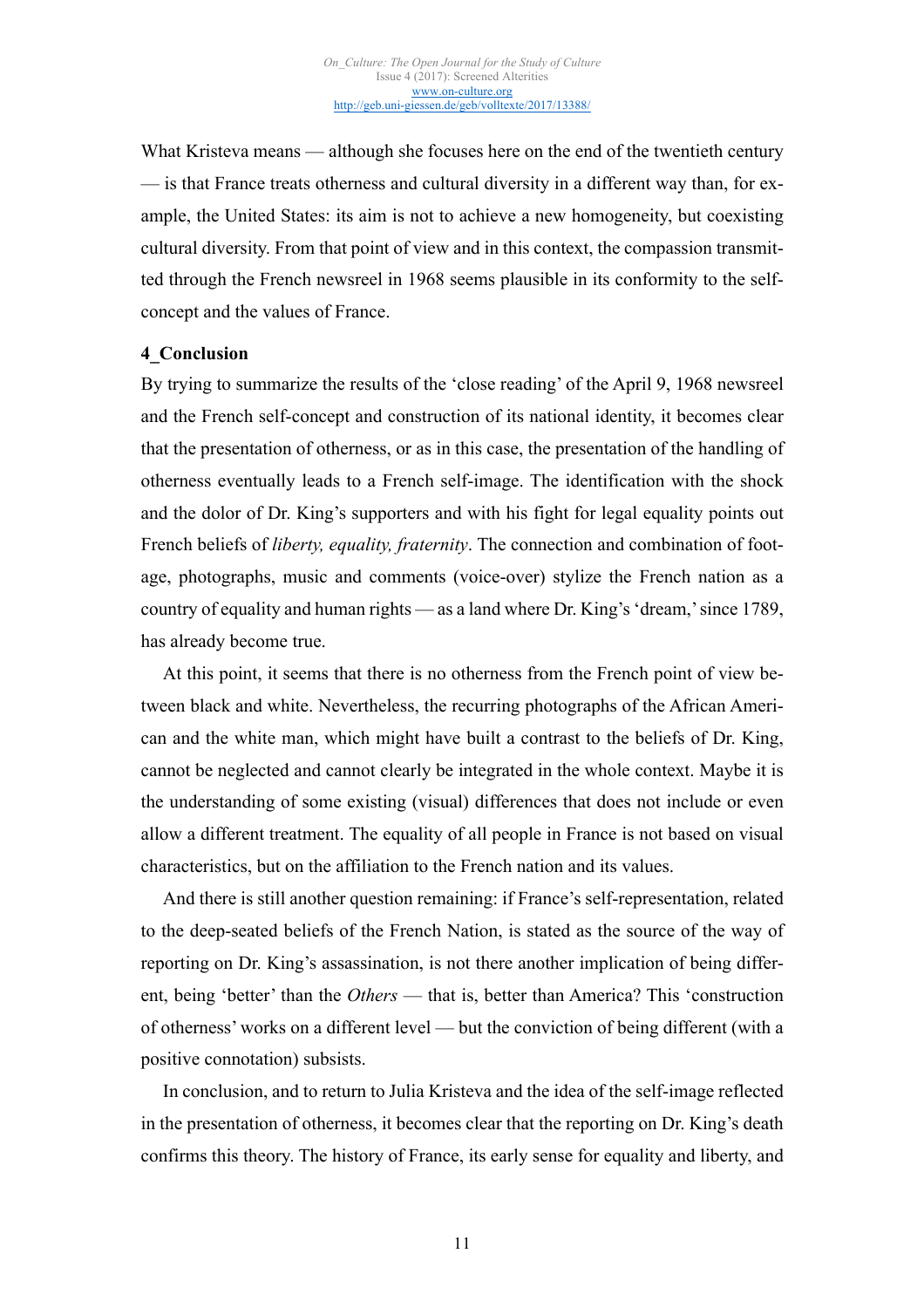What Kristeva means — although she focuses here on the end of the twentieth century — is that France treats otherness and cultural diversity in a different way than, for example, the United States: its aim is not to achieve a new homogeneity, but coexisting cultural diversity. From that point of view and in this context, the compassion transmitted through the French newsreel in 1968 seems plausible in its conformity to the self-concept and the values of France.

## 4_Conclusion

By trying to summarize the results of the 'close reading' of the April 9, 1968 newsreel and the French self-concept and construction of its national identity, it becomes clear that the presentation of otherness, or as in this case, the presentation of the handling of otherness eventually leads to a French self-image. The identification with the shock and the dolor of Dr. King's supporters and with his fight for legal equality points out French beliefs of *liberty, equality, fraternity*. The connection and combination of footage, photographs, music and comments (voice-over) stylize the French nation as a country of equality and human rights — as a land where Dr. King's 'dream,' since 1789, has already become true.

At this point, it seems that there is no otherness from the French point of view between black and white. Nevertheless, the recurring photographs of the African American and the white man, which might have built a contrast to the beliefs of Dr. King, cannot be neglected and cannot clearly be integrated in the whole context. Maybe it is the understanding of some existing (visual) differences that does not include or even allow a different treatment. The equality of all people in France is not based on visual characteristics, but on the affiliation to the French nation and its values.

And there is still another question remaining: if France's self-representation, related to the deep-seated beliefs of the French Nation, is stated as the source of the way of reporting on Dr. King's assassination, is not there another implication of being different, being 'better' than the *Others* — that is, better than America? This 'construction of otherness' works on a different level — but the conviction of being different (with a positive connotation) subsists.

In conclusion, and to return to Julia Kristeva and the idea of the self-image reflected in the presentation of otherness, it becomes clear that the reporting on Dr. King's death confirms this theory. The history of France, its early sense for equality and liberty, and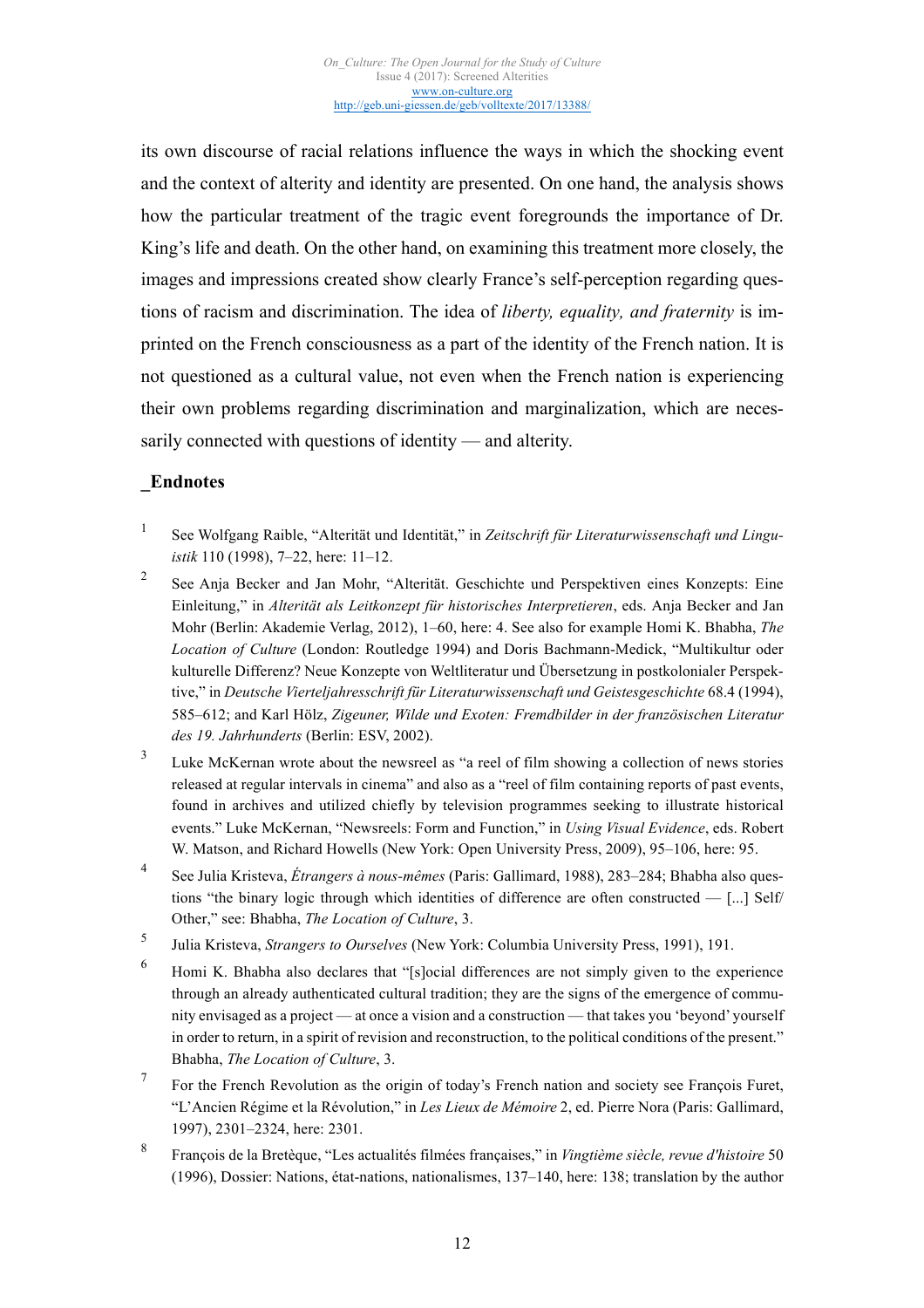its own discourse of racial relations influence the ways in which the shocking event and the context of alterity and identity are presented. On one hand, the analysis shows how the particular treatment of the tragic event foregrounds the importance of Dr. King's life and death. On the other hand, on examining this treatment more closely, the images and impressions created show clearly France's self-perception regarding questions of racism and discrimination. The idea of *liberty, equality, and fraternity* is imprinted on the French consciousness as a part of the identity of the French nation. It is not questioned as a cultural value, not even when the French nation is experiencing their own problems regarding discrimination and marginalization, which are necessarily connected with questions of identity — and alterity.

## _Endnotes

1. See Wolfgang Raible, "Alterität und Identität," in *Zeitschrift für Literaturwissenschaft und Linguistik* 110 (1998), 7–22, here: 11–12.

2. See Anja Becker and Jan Mohr, "Alterität. Geschichte und Perspektiven eines Konzepts: Eine Einleitung," in *Alterität als Leitkonzept für historisches Interpretieren*, eds. Anja Becker and Jan Mohr (Berlin: Akademie Verlag, 2012), 1–60, here: 4. See also for example Homi K. Bhabha, *The Location of Culture* (London: Routledge 1994) and Doris Bachmann-Medick, "Multikultur oder kulturelle Differenz? Neue Konzepte von Weltliteratur und Übersetzung in postkolonialer Perspektive," in *Deutsche Vierteljahresschrift für Literaturwissenschaft und Geistesgeschichte* 68.4 (1994), 585–612; and Karl Hölz, *Zigeuner, Wilde und Exoten: Fremdbilder in der französischen Literatur des 19. Jahrhunderts* (Berlin: ESV, 2002).

3. Luke McKernan wrote about the newsreel as "a reel of film showing a collection of news stories released at regular intervals in cinema" and also as a "reel of film containing reports of past events, found in archives and utilized chiefly by television programmes seeking to illustrate historical events." Luke McKernan, "Newsreels: Form and Function," in *Using Visual Evidence*, eds. Robert W. Matson, and Richard Howells (New York: Open University Press, 2009), 95–106, here: 95.

4. See Julia Kristeva, *Étrangers à nous-mêmes* (Paris: Gallimard, 1988), 283–284; Bhabha also questions "the binary logic through which identities of difference are often constructed — [...] Self/Other," see: Bhabha, *The Location of Culture*, 3.

5. Julia Kristeva, *Strangers to Ourselves* (New York: Columbia University Press, 1991), 191.

6. Homi K. Bhabha also declares that "[s]ocial differences are not simply given to the experience through an already authenticated cultural tradition; they are the signs of the emergence of community envisaged as a project — at once a vision and a construction — that takes you 'beyond' yourself in order to return, in a spirit of revision and reconstruction, to the political conditions of the present." Bhabha, *The Location of Culture*, 3.

7. For the French Revolution as the origin of today's French nation and society see François Furet, "L'Ancien Régime et la Révolution," in *Les Lieux de Mémoire* 2, ed. Pierre Nora (Paris: Gallimard, 1997), 2301–2324, here: 2301.

8. François de la Bretèque, "Les actualités filmées françaises," in *Vingtième siècle, revue d'histoire* 50 (1996), Dossier: Nations, état-nations, nationalismes, 137–140, here: 138; translation by the author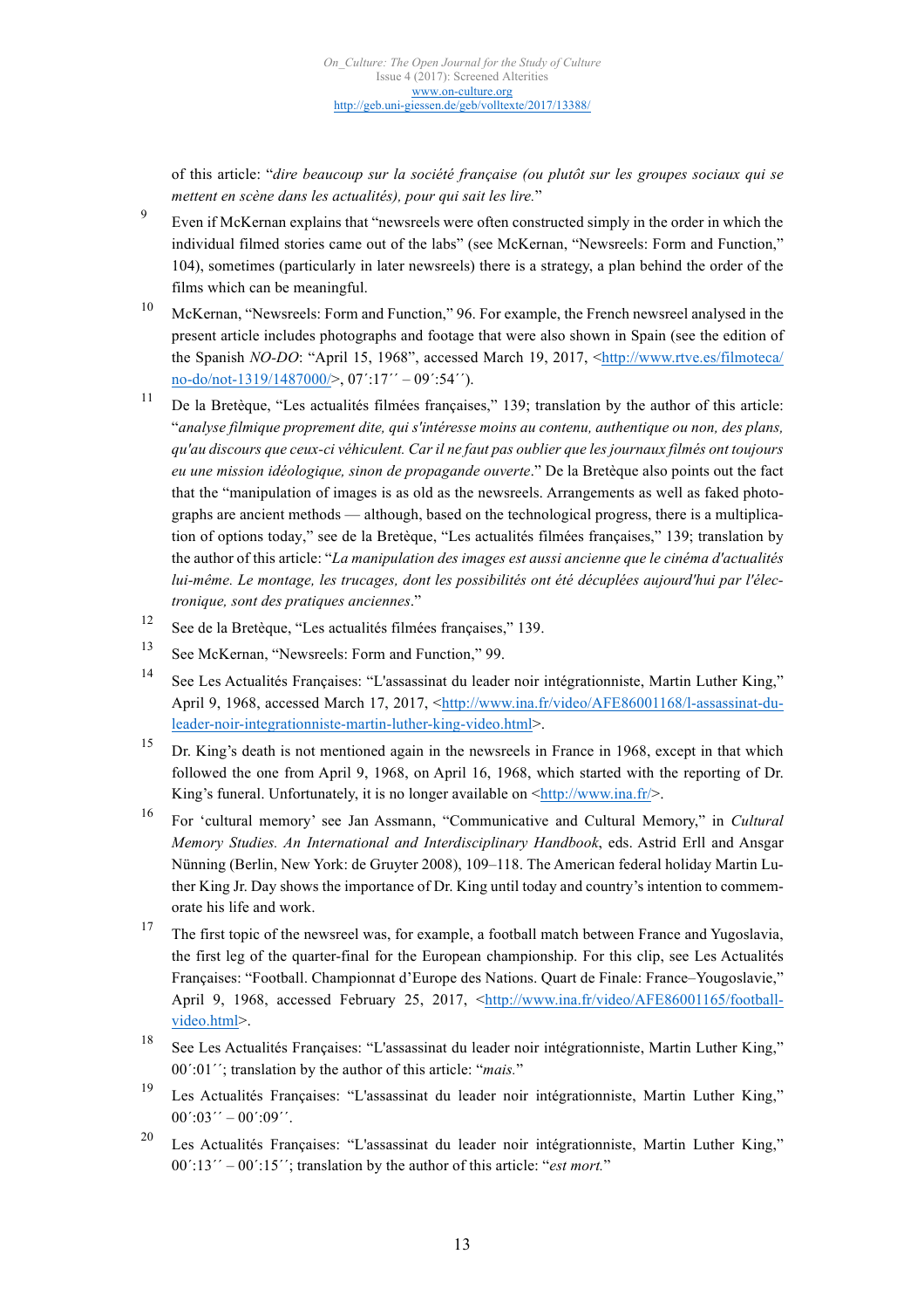of this article: “*dire beaucoup sur la société française (ou plutôt sur les groupes sociaux qui se mettent en scène dans les actualités), pour qui sait les lire.*”

9 Even if McKernan explains that “newsreels were often constructed simply in the order in which the individual filmed stories came out of the labs” (see McKernan, “Newsreels: Form and Function,” 104), sometimes (particularly in later newsreels) there is a strategy, a plan behind the order of the films which can be meaningful.

10 McKernan, “Newsreels: Form and Function,” 96. For example, the French newsreel analysed in the present article includes photographs and footage that were also shown in Spain (see the edition of the Spanish *NO-DO*: “April 15, 1968”, accessed March 19, 2017, <http://www.rtve.es/filmoteca/no-do/not-1319/1487000/>, 07´:17´´ – 09´:54´´).

11 De la Bretèque, “Les actualités filmées françaises,” 139; translation by the author of this article: “*analyse filmique proprement dite, qui s'intéresse moins au contenu, authentique ou non, des plans, qu'au discours que ceux-ci véhiculent. Car il ne faut pas oublier que les journaux filmés ont toujours eu une mission idéologique, sinon de propagande ouverte*.” De la Bretèque also points out the fact that the “manipulation of images is as old as the newsreels. Arrangements as well as faked photographs are ancient methods — although, based on the technological progress, there is a multiplication of options today,” see de la Bretèque, “Les actualités filmées françaises,” 139; translation by the author of this article: “*La manipulation des images est aussi ancienne que le cinéma d'actualités lui-même. Le montage, les trucages, dont les possibilités ont été décuplées aujourd'hui par l'électronique, sont des pratiques anciennes*.”

12 See de la Bretèque, “Les actualités filmées françaises,” 139.

13 See McKernan, “Newsreels: Form and Function,” 99.

14 See Les Actualités Françaises: “L'assassinat du leader noir intégrationniste, Martin Luther King,” April 9, 1968, accessed March 17, 2017, <http://www.ina.fr/video/AFE86001168/l-assassinat-du-leader-noir-integrationniste-martin-luther-king-video.html>.

15 Dr. King’s death is not mentioned again in the newsreels in France in 1968, except in that which followed the one from April 9, 1968, on April 16, 1968, which started with the reporting of Dr. King’s funeral. Unfortunately, it is no longer available on <http://www.ina.fr/>.

16 For ‘cultural memory’ see Jan Assmann, “Communicative and Cultural Memory,” in *Cultural Memory Studies. An International and Interdisciplinary Handbook*, eds. Astrid Erll and Ansgar Nünning (Berlin, New York: de Gruyter 2008), 109–118. The American federal holiday Martin Luther King Jr. Day shows the importance of Dr. King until today and country’s intention to commemorate his life and work.

17 The first topic of the newsreel was, for example, a football match between France and Yugoslavia, the first leg of the quarter-final for the European championship. For this clip, see Les Actualités Françaises: “Football. Championnat d’Europe des Nations. Quart de Finale: France–Yougoslavie,” April 9, 1968, accessed February 25, 2017, <http://www.ina.fr/video/AFE86001165/football-video.html>.

18 See Les Actualités Françaises: “L'assassinat du leader noir intégrationniste, Martin Luther King,” 00´:01´´; translation by the author of this article: “*mais.*”

19 Les Actualités Françaises: “L'assassinat du leader noir intégrationniste, Martin Luther King,” 00´:03´´ – 00´:09´´.

20 Les Actualités Françaises: “L'assassinat du leader noir intégrationniste, Martin Luther King,” 00´:13´´ – 00´:15´´; translation by the author of this article: “*est mort.*”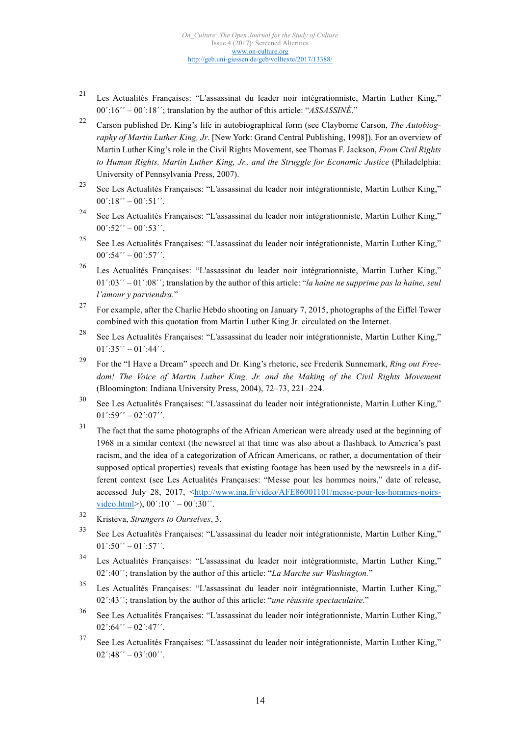21 Les Actualités Françaises: "L'assassinat du leader noir intégrationniste, Martin Luther King," 00´:16´´ – 00´:18´´; translation by the author of this article: "*ASSASSINÉ*."

22 Carson published Dr. King's life in autobiographical form (see Clayborne Carson, *The Autobiography of Martin Luther King, Jr*. [New York: Grand Central Publishing, 1998]). For an overview of Martin Luther King's role in the Civil Rights Movement, see Thomas F. Jackson, *From Civil Rights to Human Rights. Martin Luther King, Jr., and the Struggle for Economic Justice* (Philadelphia: University of Pennsylvania Press, 2007).

23 See Les Actualités Françaises: "L'assassinat du leader noir intégrationniste, Martin Luther King," 00´:18´´ – 00´:51´´.

24 See Les Actualités Françaises: "L'assassinat du leader noir intégrationniste, Martin Luther King," 00´:52´´ – 00´:53´´.

25 See Les Actualités Françaises: "L'assassinat du leader noir intégrationniste, Martin Luther King," 00´:54´´ – 00´:57´´.

26 Les Actualités Françaises: "L'assassinat du leader noir intégrationniste, Martin Luther King," 01´:03´´ – 01´:08´´; translation by the author of this article: "*la haine ne supprime pas la haine, seul l'amour y parviendra.*"

27 For example, after the Charlie Hebdo shooting on January 7, 2015, photographs of the Eiffel Tower combined with this quotation from Martin Luther King Jr. circulated on the Internet.

28 See Les Actualités Françaises: "L'assassinat du leader noir intégrationniste, Martin Luther King," 01´:35´´ – 01´:44´´.

29 For the "I Have a Dream" speech and Dr. King's rhetoric, see Frederik Sunnemark, *Ring out Freedom! The Voice of Martin Luther King, Jr. and the Making of the Civil Rights Movement* (Bloomington: Indiana University Press, 2004), 72–73, 221–224.

30 See Les Actualités Françaises: "L'assassinat du leader noir intégrationniste, Martin Luther King," 01´:59´´ – 02´:07´´.

31 The fact that the same photographs of the African American were already used at the beginning of 1968 in a similar context (the newsreel at that time was also about a flashback to America's past racism, and the idea of a categorization of African Americans, or rather, a documentation of their supposed optical properties) reveals that existing footage has been used by the newsreels in a different context (see Les Actualités Françaises: "Messe pour les hommes noirs," date of release, accessed July 28, 2017, <http://www.ina.fr/video/AFE86001101/messe-pour-les-hommes-noirs-video.html>), 00´:10´´ – 00´:30´´.

32 Kristeva, *Strangers to Ourselves*, 3.

33 See Les Actualités Françaises: "L'assassinat du leader noir intégrationniste, Martin Luther King," 01´:50´´ – 01´:57´´.

34 Les Actualités Françaises: "L'assassinat du leader noir intégrationniste, Martin Luther King," 02´:40´´; translation by the author of this article: "*La Marche sur Washington.*"

35 Les Actualités Françaises: "L'assassinat du leader noir intégrationniste, Martin Luther King," 02´:43´´; translation by the author of this article: "*une réussite spectaculaire.*"

36 See Les Actualités Françaises: "L'assassinat du leader noir intégrationniste, Martin Luther King," 02´:64´´ – 02´:47´´.

37 See Les Actualités Françaises: "L'assassinat du leader noir intégrationniste, Martin Luther King," 02´:48´´ – 03´:00´´.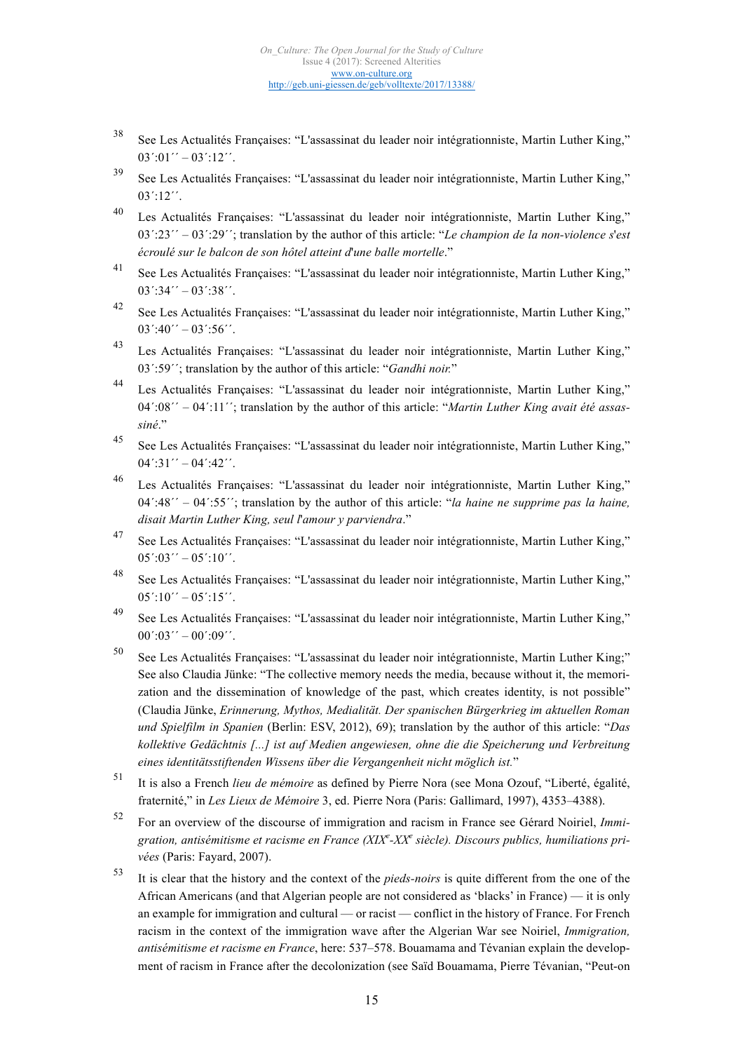38 See Les Actualités Françaises: "L'assassinat du leader noir intégrationniste, Martin Luther King," 03´:01´´ – 03´:12´´.

39 See Les Actualités Françaises: "L'assassinat du leader noir intégrationniste, Martin Luther King," 03´:12´´.

40 Les Actualités Françaises: "L'assassinat du leader noir intégrationniste, Martin Luther King," 03´:23´´ – 03´:29´´; translation by the author of this article: "*Le champion de la non-violence s'est écroulé sur le balcon de son hôtel atteint d'une balle mortelle*."

41 See Les Actualités Françaises: "L'assassinat du leader noir intégrationniste, Martin Luther King," 03´:34´´ – 03´:38´´.

42 See Les Actualités Françaises: "L'assassinat du leader noir intégrationniste, Martin Luther King," 03´:40´´ – 03´:56´´.

43 Les Actualités Françaises: "L'assassinat du leader noir intégrationniste, Martin Luther King," 03´:59´´; translation by the author of this article: "*Gandhi noir.*"

44 Les Actualités Françaises: "L'assassinat du leader noir intégrationniste, Martin Luther King," 04´:08´´ – 04´:11´´; translation by the author of this article: "*Martin Luther King avait été assassiné*."

45 See Les Actualités Françaises: "L'assassinat du leader noir intégrationniste, Martin Luther King," 04´:31´´ – 04´:42´´.

46 Les Actualités Françaises: "L'assassinat du leader noir intégrationniste, Martin Luther King," 04´:48´´ – 04´:55´´; translation by the author of this article: "*la haine ne supprime pas la haine, disait Martin Luther King, seul l'amour y parviendra*."

47 See Les Actualités Françaises: "L'assassinat du leader noir intégrationniste, Martin Luther King," 05´:03´´ – 05´:10´´.

48 See Les Actualités Françaises: "L'assassinat du leader noir intégrationniste, Martin Luther King," 05´:10´´ – 05´:15´´.

49 See Les Actualités Françaises: "L'assassinat du leader noir intégrationniste, Martin Luther King," 00´:03´´ – 00´:09´´.

50 See Les Actualités Françaises: "L'assassinat du leader noir intégrationniste, Martin Luther King;" See also Claudia Jünke: "The collective memory needs the media, because without it, the memorization and the dissemination of knowledge of the past, which creates identity, is not possible" (Claudia Jünke, *Erinnerung, Mythos, Medialität. Der spanischen Bürgerkrieg im aktuellen Roman und Spielfilm in Spanien* (Berlin: ESV, 2012), 69); translation by the author of this article: "*Das kollektive Gedächtnis [...] ist auf Medien angewiesen, ohne die die Speicherung und Verbreitung eines identitätsstiftenden Wissens über die Vergangenheit nicht möglich ist.*"

51 It is also a French *lieu de mémoire* as defined by Pierre Nora (see Mona Ozouf, "Liberté, égalité, fraternité," in *Les Lieux de Mémoire* 3, ed. Pierre Nora (Paris: Gallimard, 1997), 4353–4388).

52 For an overview of the discourse of immigration and racism in France see Gérard Noiriel, *Immigration, antisémitisme et racisme en France (XIX[e]-XX[e] siècle). Discours publics, humiliations privées* (Paris: Fayard, 2007).

53 It is clear that the history and the context of the *pieds-noirs* is quite different from the one of the African Americans (and that Algerian people are not considered as 'blacks' in France) — it is only an example for immigration and cultural — or racist — conflict in the history of France. For French racism in the context of the immigration wave after the Algerian War see Noiriel, *Immigration, antisémitisme et racisme en France*, here: 537–578. Bouamama and Tévanian explain the development of racism in France after the decolonization (see Saïd Bouamama, Pierre Tévanian, "Peut-on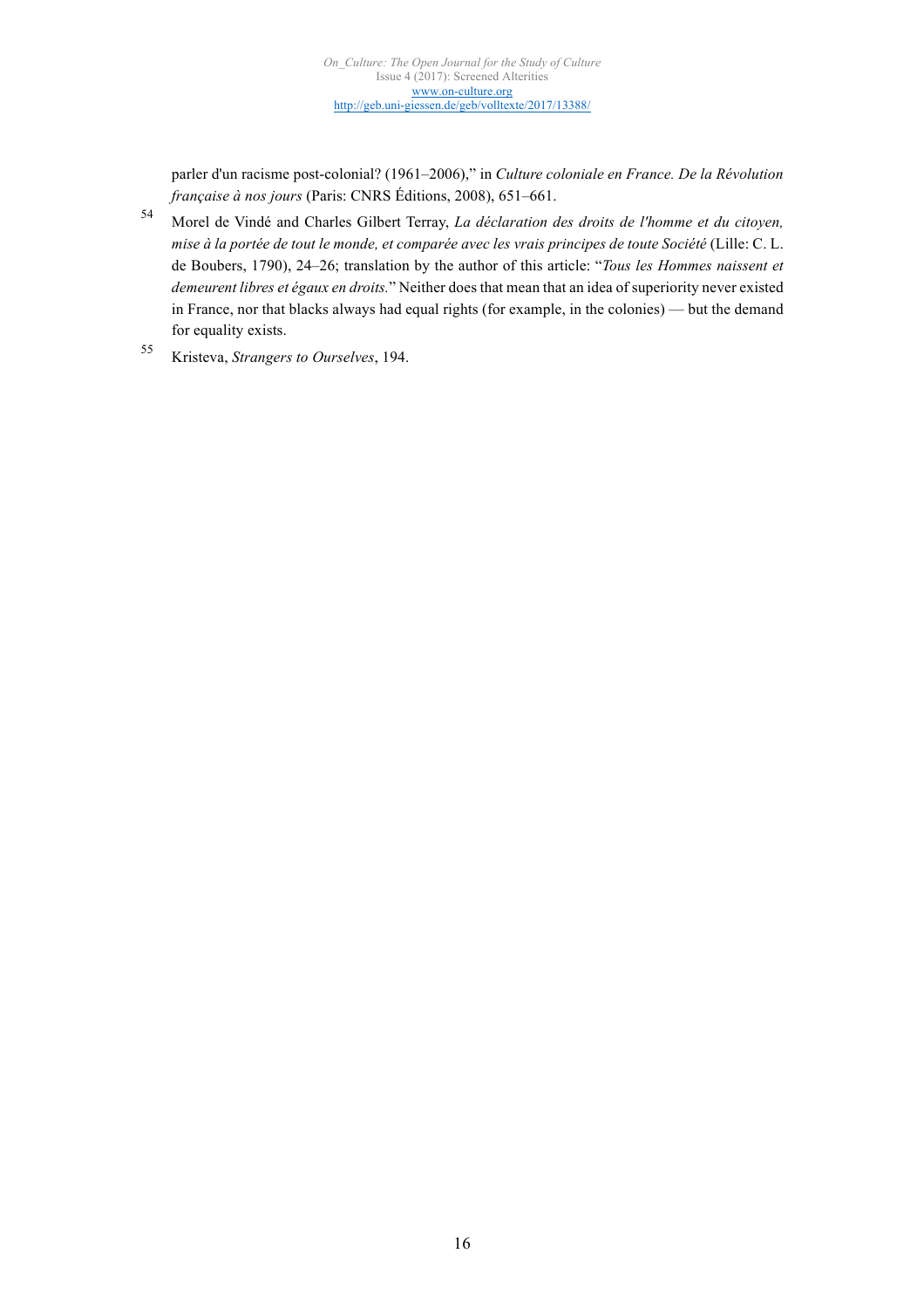parler d'un racisme post-colonial? (1961–2006)," in *Culture coloniale en France. De la Révolution française à nos jours* (Paris: CNRS Éditions, 2008), 651–661.

54 Morel de Vindé and Charles Gilbert Terray, *La déclaration des droits de l'homme et du citoyen, mise à la portée de tout le monde, et comparée avec les vrais principes de toute Société* (Lille: C. L. de Boubers, 1790), 24–26; translation by the author of this article: "*Tous les Hommes naissent et demeurent libres et égaux en droits.*" Neither does that mean that an idea of superiority never existed in France, nor that blacks always had equal rights (for example, in the colonies) — but the demand for equality exists.

55 Kristeva, *Strangers to Ourselves*, 194.